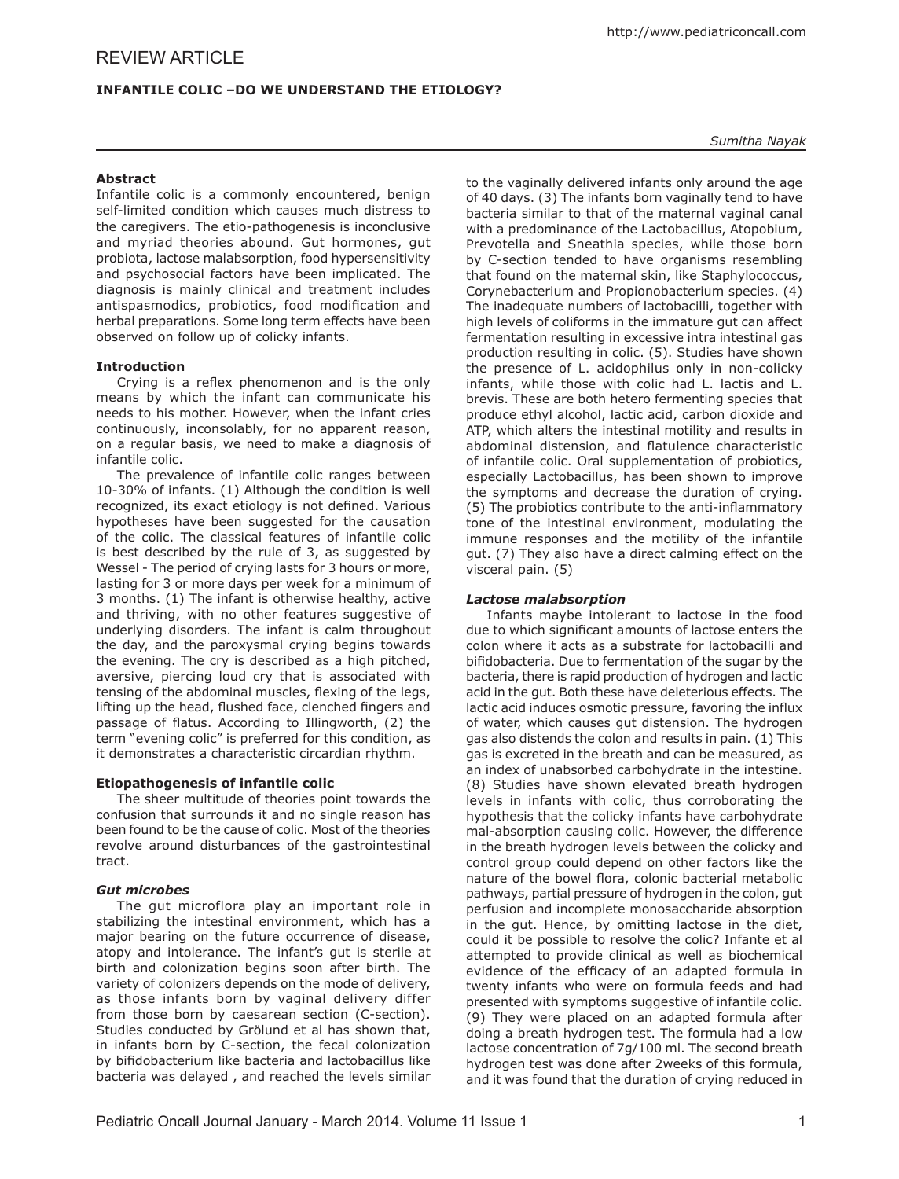REVIEW ARTICLE

# INFANTILE COLIC –DO WE UNDERSTAND THE ETIOLOGY?

*Sumitha Nayak*

## Abstract

Infantile colic is a commonly encountered, benign self-limited condition which causes much distress to the caregivers. The etio-pathogenesis is inconclusive and myriad theories abound. Gut hormones, gut probiota, lactose malabsorption, food hypersensitivity and psychosocial factors have been implicated. The diagnosis is mainly clinical and treatment includes antispasmodics, probiotics, food modification and herbal preparations. Some long term effects have been observed on follow up of colicky infants.

## Introduction

Crying is a reflex phenomenon and is the only means by which the infant can communicate his needs to his mother. However, when the infant cries continuously, inconsolably, for no apparent reason, on a regular basis, we need to make a diagnosis of infantile colic.

The prevalence of infantile colic ranges between 10-30% of infants. (1) Although the condition is well recognized, its exact etiology is not defined. Various hypotheses have been suggested for the causation of the colic. The classical features of infantile colic is best described by the rule of 3, as suggested by Wessel - The period of crying lasts for 3 hours or more, lasting for 3 or more days per week for a minimum of 3 months. (1) The infant is otherwise healthy, active and thriving, with no other features suggestive of underlying disorders. The infant is calm throughout the day, and the paroxysmal crying begins towards the evening. The cry is described as a high pitched, aversive, piercing loud cry that is associated with tensing of the abdominal muscles, flexing of the legs, lifting up the head, flushed face, clenched fingers and passage of flatus. According to Illingworth, (2) the term "evening colic" is preferred for this condition, as it demonstrates a characteristic circardian rhythm.

## Etiopathogenesis of infantile colic

The sheer multitude of theories point towards the confusion that surrounds it and no single reason has been found to be the cause of colic. Most of the theories revolve around disturbances of the gastrointestinal tract.

### *Gut microbes*

The gut microflora play an important role in stabilizing the intestinal environment, which has a major bearing on the future occurrence of disease, atopy and intolerance. The infant's gut is sterile at birth and colonization begins soon after birth. The variety of colonizers depends on the mode of delivery, as those infants born by vaginal delivery differ from those born by caesarean section (C-section). Studies conducted by Grölund et al has shown that, in infants born by C-section, the fecal colonization by bifidobacterium like bacteria and lactobacillus like bacteria was delayed , and reached the levels similar to the vaginally delivered infants only around the age of 40 days. (3) The infants born vaginally tend to have bacteria similar to that of the maternal vaginal canal with a predominance of the Lactobacillus, Atopobium, Prevotella and Sneathia species, while those born by C-section tended to have organisms resembling that found on the maternal skin, like Staphylococcus, Corynebacterium and Propionobacterium species. (4) The inadequate numbers of lactobacilli, together with high levels of coliforms in the immature gut can affect fermentation resulting in excessive intra intestinal gas production resulting in colic. (5). Studies have shown the presence of L. acidophilus only in non-colicky infants, while those with colic had L. lactis and L. brevis. These are both hetero fermenting species that produce ethyl alcohol, lactic acid, carbon dioxide and ATP, which alters the intestinal motility and results in abdominal distension, and flatulence characteristic of infantile colic. Oral supplementation of probiotics, especially Lactobacillus, has been shown to improve the symptoms and decrease the duration of crying. (5) The probiotics contribute to the anti-inflammatory tone of the intestinal environment, modulating the immune responses and the motility of the infantile gut. (7) They also have a direct calming effect on the visceral pain. (5)

### *Lactose malabsorption*

Infants maybe intolerant to lactose in the food due to which significant amounts of lactose enters the colon where it acts as a substrate for lactobacilli and bifidobacteria. Due to fermentation of the sugar by the bacteria, there is rapid production of hydrogen and lactic acid in the gut. Both these have deleterious effects. The lactic acid induces osmotic pressure, favoring the influx of water, which causes gut distension. The hydrogen gas also distends the colon and results in pain. (1) This gas is excreted in the breath and can be measured, as an index of unabsorbed carbohydrate in the intestine. (8) Studies have shown elevated breath hydrogen levels in infants with colic, thus corroborating the hypothesis that the colicky infants have carbohydrate mal-absorption causing colic. However, the difference in the breath hydrogen levels between the colicky and control group could depend on other factors like the nature of the bowel flora, colonic bacterial metabolic pathways, partial pressure of hydrogen in the colon, gut perfusion and incomplete monosaccharide absorption in the gut. Hence, by omitting lactose in the diet, could it be possible to resolve the colic? Infante et al attempted to provide clinical as well as biochemical evidence of the efficacy of an adapted formula in twenty infants who were on formula feeds and had presented with symptoms suggestive of infantile colic. (9) They were placed on an adapted formula after doing a breath hydrogen test. The formula had a low lactose concentration of 7g/100 ml. The second breath hydrogen test was done after 2weeks of this formula, and it was found that the duration of crying reduced in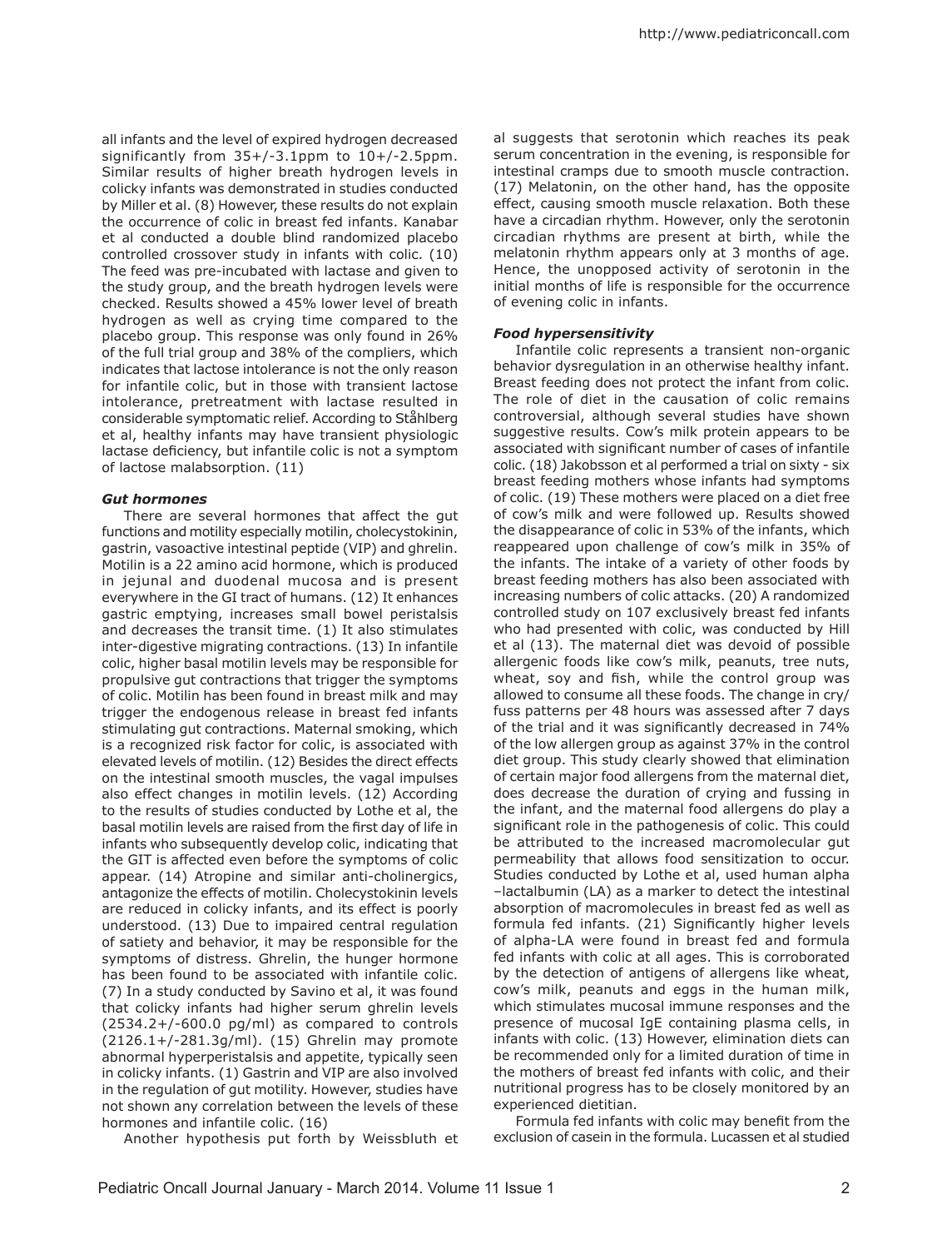all infants and the level of expired hydrogen decreased significantly from 35+/-3.1ppm to 10+/-2.5ppm. Similar results of higher breath hydrogen levels in colicky infants was demonstrated in studies conducted by Miller et al. (8) However, these results do not explain the occurrence of colic in breast fed infants. Kanabar et al conducted a double blind randomized placebo controlled crossover study in infants with colic. (10) The feed was pre-incubated with lactase and given to the study group, and the breath hydrogen levels were checked. Results showed a 45% lower level of breath hydrogen as well as crying time compared to the placebo group. This response was only found in 26% of the full trial group and 38% of the compliers, which indicates that lactose intolerance is not the only reason for infantile colic, but in those with transient lactose intolerance, pretreatment with lactase resulted in considerable symptomatic relief. According to Ståhlberg et al, healthy infants may have transient physiologic lactase deficiency, but infantile colic is not a symptom of lactose malabsorption. (11)

### *Gut hormones*

There are several hormones that affect the gut functions and motility especially motilin, cholecystokinin, gastrin, vasoactive intestinal peptide (VIP) and ghrelin. Motilin is a 22 amino acid hormone, which is produced in jejunal and duodenal mucosa and is present everywhere in the GI tract of humans. (12) It enhances gastric emptying, increases small bowel peristalsis and decreases the transit time. (1) It also stimulates inter-digestive migrating contractions. (13) In infantile colic, higher basal motilin levels may be responsible for propulsive gut contractions that trigger the symptoms of colic. Motilin has been found in breast milk and may trigger the endogenous release in breast fed infants stimulating gut contractions. Maternal smoking, which is a recognized risk factor for colic, is associated with elevated levels of motilin. (12) Besides the direct effects on the intestinal smooth muscles, the vagal impulses also effect changes in motilin levels. (12) According to the results of studies conducted by Lothe et al, the basal motilin levels are raised from the first day of life in infants who subsequently develop colic, indicating that the GIT is affected even before the symptoms of colic appear. (14) Atropine and similar anti-cholinergics, antagonize the effects of motilin. Cholecystokinin levels are reduced in colicky infants, and its effect is poorly understood. (13) Due to impaired central regulation of satiety and behavior, it may be responsible for the symptoms of distress. Ghrelin, the hunger hormone has been found to be associated with infantile colic. (7) In a study conducted by Savino et al, it was found that colicky infants had higher serum ghrelin levels (2534.2+/-600.0 pg/ml) as compared to controls (2126.1+/-281.3g/ml). (15) Ghrelin may promote abnormal hyperperistalsis and appetite, typically seen in colicky infants. (1) Gastrin and VIP are also involved in the regulation of gut motility. However, studies have not shown any correlation between the levels of these hormones and infantile colic. (16)

Another hypothesis put forth by Weissbluth et al suggests that serotonin which reaches its peak serum concentration in the evening, is responsible for intestinal cramps due to smooth muscle contraction. (17) Melatonin, on the other hand, has the opposite effect, causing smooth muscle relaxation. Both these have a circadian rhythm. However, only the serotonin circadian rhythms are present at birth, while the melatonin rhythm appears only at 3 months of age. Hence, the unopposed activity of serotonin in the initial months of life is responsible for the occurrence of evening colic in infants.

### *Food hypersensitivity*

Infantile colic represents a transient non-organic behavior dysregulation in an otherwise healthy infant. Breast feeding does not protect the infant from colic. The role of diet in the causation of colic remains controversial, although several studies have shown suggestive results. Cow's milk protein appears to be associated with significant number of cases of infantile colic. (18) Jakobsson et al performed a trial on sixty - six breast feeding mothers whose infants had symptoms of colic. (19) These mothers were placed on a diet free of cow's milk and were followed up. Results showed the disappearance of colic in 53% of the infants, which reappeared upon challenge of cow's milk in 35% of the infants. The intake of a variety of other foods by breast feeding mothers has also been associated with increasing numbers of colic attacks. (20) A randomized controlled study on 107 exclusively breast fed infants who had presented with colic, was conducted by Hill et al (13). The maternal diet was devoid of possible allergenic foods like cow's milk, peanuts, tree nuts, wheat, soy and fish, while the control group was allowed to consume all these foods. The change in cry/fuss patterns per 48 hours was assessed after 7 days of the trial and it was significantly decreased in 74% of the low allergen group as against 37% in the control diet group. This study clearly showed that elimination of certain major food allergens from the maternal diet, does decrease the duration of crying and fussing in the infant, and the maternal food allergens do play a significant role in the pathogenesis of colic. This could be attributed to the increased macromolecular gut permeability that allows food sensitization to occur. Studies conducted by Lothe et al, used human alpha –lactalbumin (LA) as a marker to detect the intestinal absorption of macromolecules in breast fed as well as formula fed infants. (21) Significantly higher levels of alpha-LA were found in breast fed and formula fed infants with colic at all ages. This is corroborated by the detection of antigens of allergens like wheat, cow's milk, peanuts and eggs in the human milk, which stimulates mucosal immune responses and the presence of mucosal IgE containing plasma cells, in infants with colic. (13) However, elimination diets can be recommended only for a limited duration of time in the mothers of breast fed infants with colic, and their nutritional progress has to be closely monitored by an experienced dietitian.

Formula fed infants with colic may benefit from the exclusion of casein in the formula. Lucassen et al studied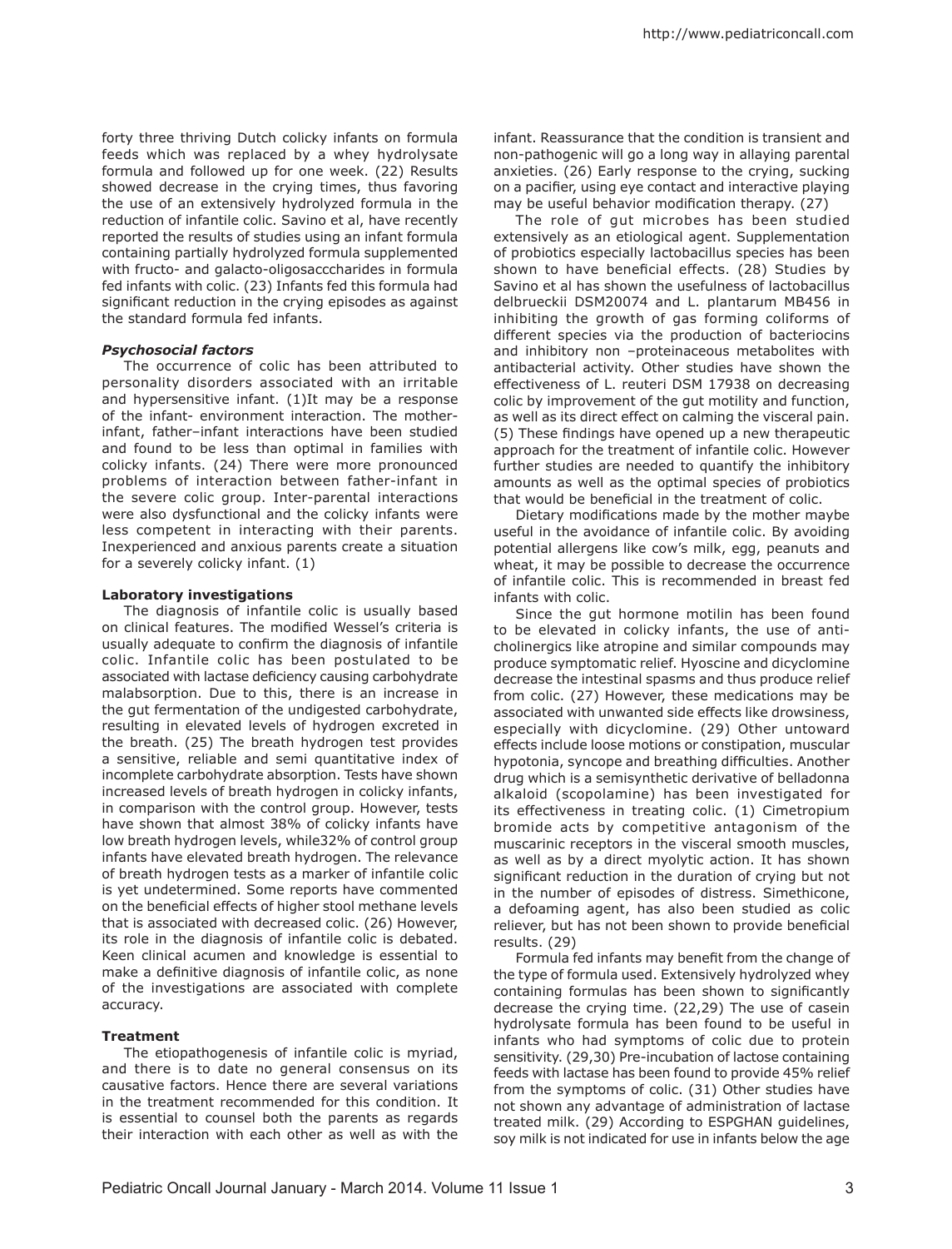forty three thriving Dutch colicky infants on formula feeds which was replaced by a whey hydrolysate formula and followed up for one week. (22) Results showed decrease in the crying times, thus favoring the use of an extensively hydrolyzed formula in the reduction of infantile colic. Savino et al, have recently reported the results of studies using an infant formula containing partially hydrolyzed formula supplemented with fructo- and galacto-oligosacccharides in formula fed infants with colic. (23) Infants fed this formula had significant reduction in the crying episodes as against the standard formula fed infants.

***Psychosocial factors***

The occurrence of colic has been attributed to personality disorders associated with an irritable and hypersensitive infant. (1)It may be a response of the infant- environment interaction. The mother-infant, father–infant interactions have been studied and found to be less than optimal in families with colicky infants. (24) There were more pronounced problems of interaction between father-infant in the severe colic group. Inter-parental interactions were also dysfunctional and the colicky infants were less competent in interacting with their parents. Inexperienced and anxious parents create a situation for a severely colicky infant. (1)

**Laboratory investigations**

The diagnosis of infantile colic is usually based on clinical features. The modified Wessel's criteria is usually adequate to confirm the diagnosis of infantile colic. Infantile colic has been postulated to be associated with lactase deficiency causing carbohydrate malabsorption. Due to this, there is an increase in the gut fermentation of the undigested carbohydrate, resulting in elevated levels of hydrogen excreted in the breath. (25) The breath hydrogen test provides a sensitive, reliable and semi quantitative index of incomplete carbohydrate absorption. Tests have shown increased levels of breath hydrogen in colicky infants, in comparison with the control group. However, tests have shown that almost 38% of colicky infants have low breath hydrogen levels, while32% of control group infants have elevated breath hydrogen. The relevance of breath hydrogen tests as a marker of infantile colic is yet undetermined. Some reports have commented on the beneficial effects of higher stool methane levels that is associated with decreased colic. (26) However, its role in the diagnosis of infantile colic is debated. Keen clinical acumen and knowledge is essential to make a definitive diagnosis of infantile colic, as none of the investigations are associated with complete accuracy.

**Treatment**

The etiopathogenesis of infantile colic is myriad, and there is to date no general consensus on its causative factors. Hence there are several variations in the treatment recommended for this condition. It is essential to counsel both the parents as regards their interaction with each other as well as with the infant. Reassurance that the condition is transient and non-pathogenic will go a long way in allaying parental anxieties. (26) Early response to the crying, sucking on a pacifier, using eye contact and interactive playing may be useful behavior modification therapy. (27)

The role of gut microbes has been studied extensively as an etiological agent. Supplementation of probiotics especially lactobacillus species has been shown to have beneficial effects. (28) Studies by Savino et al has shown the usefulness of lactobacillus delbrueckii DSM20074 and L. plantarum MB456 in inhibiting the growth of gas forming coliforms of different species via the production of bacteriocins and inhibitory non –proteinaceous metabolites with antibacterial activity. Other studies have shown the effectiveness of L. reuteri DSM 17938 on decreasing colic by improvement of the gut motility and function, as well as its direct effect on calming the visceral pain. (5) These findings have opened up a new therapeutic approach for the treatment of infantile colic. However further studies are needed to quantify the inhibitory amounts as well as the optimal species of probiotics that would be beneficial in the treatment of colic.

Dietary modifications made by the mother maybe useful in the avoidance of infantile colic. By avoiding potential allergens like cow's milk, egg, peanuts and wheat, it may be possible to decrease the occurrence of infantile colic. This is recommended in breast fed infants with colic.

Since the gut hormone motilin has been found to be elevated in colicky infants, the use of anti-cholinergics like atropine and similar compounds may produce symptomatic relief. Hyoscine and dicyclomine decrease the intestinal spasms and thus produce relief from colic. (27) However, these medications may be associated with unwanted side effects like drowsiness, especially with dicyclomine. (29) Other untoward effects include loose motions or constipation, muscular hypotonia, syncope and breathing difficulties. Another drug which is a semisynthetic derivative of belladonna alkaloid (scopolamine) has been investigated for its effectiveness in treating colic. (1) Cimetropium bromide acts by competitive antagonism of the muscarinic receptors in the visceral smooth muscles, as well as by a direct myolytic action. It has shown significant reduction in the duration of crying but not in the number of episodes of distress. Simethicone, a defoaming agent, has also been studied as colic reliever, but has not been shown to provide beneficial results. (29)

Formula fed infants may benefit from the change of the type of formula used. Extensively hydrolyzed whey containing formulas has been shown to significantly decrease the crying time. (22,29) The use of casein hydrolysate formula has been found to be useful in infants who had symptoms of colic due to protein sensitivity. (29,30) Pre-incubation of lactose containing feeds with lactase has been found to provide 45% relief from the symptoms of colic. (31) Other studies have not shown any advantage of administration of lactase treated milk. (29) According to ESPGHAN guidelines, soy milk is not indicated for use in infants below the age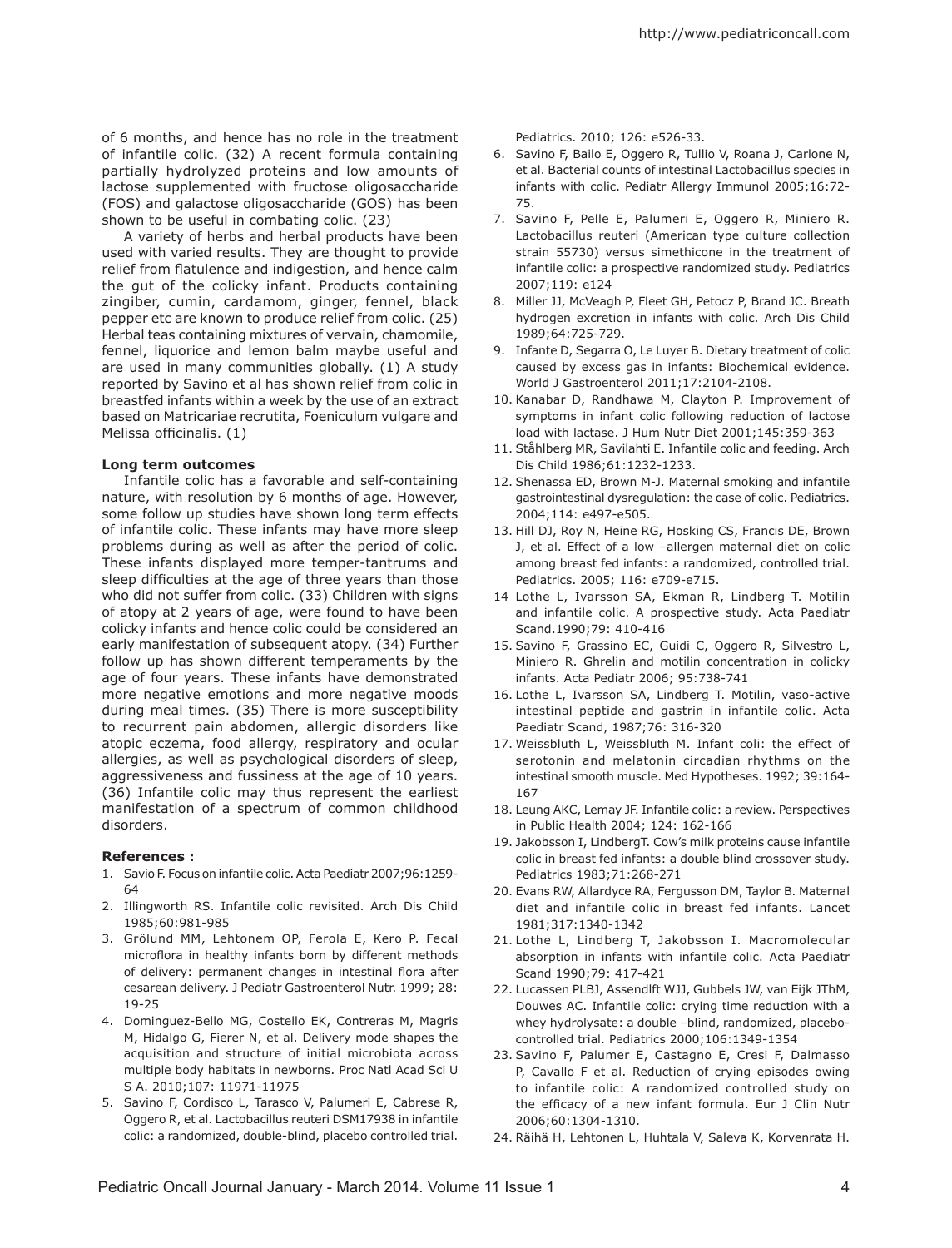of 6 months, and hence has no role in the treatment of infantile colic. (32) A recent formula containing partially hydrolyzed proteins and low amounts of lactose supplemented with fructose oligosaccharide (FOS) and galactose oligosaccharide (GOS) has been shown to be useful in combating colic. (23)

A variety of herbs and herbal products have been used with varied results. They are thought to provide relief from flatulence and indigestion, and hence calm the gut of the colicky infant. Products containing zingiber, cumin, cardamom, ginger, fennel, black pepper etc are known to produce relief from colic. (25) Herbal teas containing mixtures of vervain, chamomile, fennel, liquorice and lemon balm maybe useful and are used in many communities globally. (1) A study reported by Savino et al has shown relief from colic in breastfed infants within a week by the use of an extract based on Matricariae recrutita, Foeniculum vulgare and Melissa officinalis. (1)

**Long term outcomes**

Infantile colic has a favorable and self-containing nature, with resolution by 6 months of age. However, some follow up studies have shown long term effects of infantile colic. These infants may have more sleep problems during as well as after the period of colic. These infants displayed more temper-tantrums and sleep difficulties at the age of three years than those who did not suffer from colic. (33) Children with signs of atopy at 2 years of age, were found to have been colicky infants and hence colic could be considered an early manifestation of subsequent atopy. (34) Further follow up has shown different temperaments by the age of four years. These infants have demonstrated more negative emotions and more negative moods during meal times. (35) There is more susceptibility to recurrent pain abdomen, allergic disorders like atopic eczema, food allergy, respiratory and ocular allergies, as well as psychological disorders of sleep, aggressiveness and fussiness at the age of 10 years. (36) Infantile colic may thus represent the earliest manifestation of a spectrum of common childhood disorders.

**References :**

1. Savio F. Focus on infantile colic. Acta Paediatr 2007;96:1259-64
2. Illingworth RS. Infantile colic revisited. Arch Dis Child 1985;60:981-985
3. Grölund MM, Lehtonem OP, Ferola E, Kero P. Fecal microflora in healthy infants born by different methods of delivery: permanent changes in intestinal flora after cesarean delivery. J Pediatr Gastroenterol Nutr. 1999; 28: 19-25
4. Dominguez-Bello MG, Costello EK, Contreras M, Magris M, Hidalgo G, Fierer N, et al. Delivery mode shapes the acquisition and structure of initial microbiota across multiple body habitats in newborns. Proc Natl Acad Sci U S A. 2010;107: 11971-11975
5. Savino F, Cordisco L, Tarasco V, Palumeri E, Cabrese R, Oggero R, et al. Lactobacillus reuteri DSM17938 in infantile colic: a randomized, double-blind, placebo controlled trial. Pediatrics. 2010; 126: e526-33.
6. Savino F, Bailo E, Oggero R, Tullio V, Roana J, Carlone N, et al. Bacterial counts of intestinal Lactobacillus species in infants with colic. Pediatr Allergy Immunol 2005;16:72-75.
7. Savino F, Pelle E, Palumeri E, Oggero R, Miniero R. Lactobacillus reuteri (American type culture collection strain 55730) versus simethicone in the treatment of infantile colic: a prospective randomized study. Pediatrics 2007;119: e124
8. Miller JJ, McVeagh P, Fleet GH, Petocz P, Brand JC. Breath hydrogen excretion in infants with colic. Arch Dis Child 1989;64:725-729.
9. Infante D, Segarra O, Le Luyer B. Dietary treatment of colic caused by excess gas in infants: Biochemical evidence. World J Gastroenterol 2011;17:2104-2108.
10. Kanabar D, Randhawa M, Clayton P. Improvement of symptoms in infant colic following reduction of lactose load with lactase. J Hum Nutr Diet 2001;145:359-363
11. Ståhlberg MR, Savilahti E. Infantile colic and feeding. Arch Dis Child 1986;61:1232-1233.
12. Shenassa ED, Brown M-J. Maternal smoking and infantile gastrointestinal dysregulation: the case of colic. Pediatrics. 2004;114: e497-e505.
13. Hill DJ, Roy N, Heine RG, Hosking CS, Francis DE, Brown J, et al. Effect of a low –allergen maternal diet on colic among breast fed infants: a randomized, controlled trial. Pediatrics. 2005; 116: e709-e715.
14. Lothe L, Ivarsson SA, Ekman R, Lindberg T. Motilin and infantile colic. A prospective study. Acta Paediatr Scand.1990;79: 410-416
15. Savino F, Grassino EC, Guidi C, Oggero R, Silvestro L, Miniero R. Ghrelin and motilin concentration in colicky infants. Acta Pediatr 2006; 95:738-741
16. Lothe L, Ivarsson SA, Lindberg T. Motilin, vaso-active intestinal peptide and gastrin in infantile colic. Acta Paediatr Scand, 1987;76: 316-320
17. Weissbluth L, Weissbluth M. Infant coli: the effect of serotonin and melatonin circadian rhythms on the intestinal smooth muscle. Med Hypotheses. 1992; 39:164-167
18. Leung AKC, Lemay JF. Infantile colic: a review. Perspectives in Public Health 2004; 124: 162-166
19. Jakobsson I, LindbergT. Cow's milk proteins cause infantile colic in breast fed infants: a double blind crossover study. Pediatrics 1983;71:268-271
20. Evans RW, Allardyce RA, Fergusson DM, Taylor B. Maternal diet and infantile colic in breast fed infants. Lancet 1981;317:1340-1342
21. Lothe L, Lindberg T, Jakobsson I. Macromolecular absorption in infants with infantile colic. Acta Paediatr Scand 1990;79: 417-421
22. Lucassen PLBJ, Assendlft WJJ, Gubbels JW, van Eijk JThM, Douwes AC. Infantile colic: crying time reduction with a whey hydrolysate: a double –blind, randomized, placebo-controlled trial. Pediatrics 2000;106:1349-1354
23. Savino F, Palumer E, Castagno E, Cresi F, Dalmasso P, Cavallo F et al. Reduction of crying episodes owing to infantile colic: A randomized controlled study on the efficacy of a new infant formula. Eur J Clin Nutr 2006;60:1304-1310.
24. Räihä H, Lehtonen L, Huhtala V, Saleva K, Korvenrata H.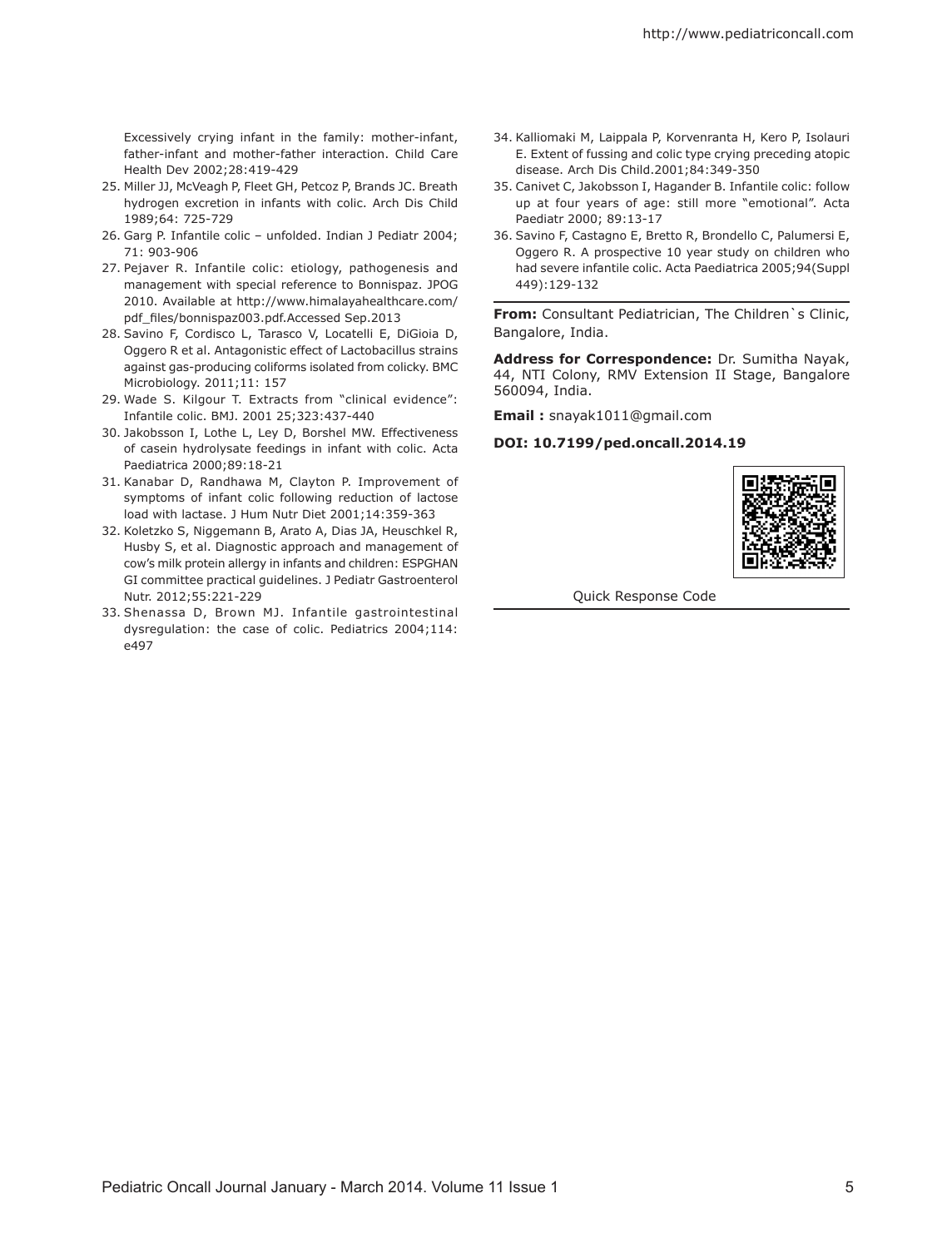Excessively crying infant in the family: mother-infant, father-infant and mother-father interaction. Child Care Health Dev 2002;28:419-429

25. Miller JJ, McVeagh P, Fleet GH, Petcoz P, Brands JC. Breath hydrogen excretion in infants with colic. Arch Dis Child 1989;64: 725-729
26. Garg P. Infantile colic – unfolded. Indian J Pediatr 2004; 71: 903-906
27. Pejaver R. Infantile colic: etiology, pathogenesis and management with special reference to Bonnispaz. JPOG 2010. Available at http://www.himalayahealthcare.com/pdf_files/bonnispaz003.pdf.Accessed Sep.2013
28. Savino F, Cordisco L, Tarasco V, Locatelli E, DiGioia D, Oggero R et al. Antagonistic effect of Lactobacillus strains against gas-producing coliforms isolated from colicky. BMC Microbiology. 2011;11: 157
29. Wade S. Kilgour T. Extracts from "clinical evidence": Infantile colic. BMJ. 2001 25;323:437-440
30. Jakobsson I, Lothe L, Ley D, Borshel MW. Effectiveness of casein hydrolysate feedings in infant with colic. Acta Paediatrica 2000;89:18-21
31. Kanabar D, Randhawa M, Clayton P. Improvement of symptoms of infant colic following reduction of lactose load with lactase. J Hum Nutr Diet 2001;14:359-363
32. Koletzko S, Niggemann B, Arato A, Dias JA, Heuschkel R, Husby S, et al. Diagnostic approach and management of cow's milk protein allergy in infants and children: ESPGHAN GI committee practical guidelines. J Pediatr Gastroenterol Nutr. 2012;55:221-229
33. Shenassa D, Brown MJ. Infantile gastrointestinal dysregulation: the case of colic. Pediatrics 2004;114: e497
34. Kalliomaki M, Laippala P, Korvenranta H, Kero P, Isolauri E. Extent of fussing and colic type crying preceding atopic disease. Arch Dis Child.2001;84:349-350
35. Canivet C, Jakobsson I, Hagander B. Infantile colic: follow up at four years of age: still more "emotional". Acta Paediatr 2000; 89:13-17
36. Savino F, Castagno E, Bretto R, Brondello C, Palumersi E, Oggero R. A prospective 10 year study on children who had severe infantile colic. Acta Paediatrica 2005;94(Suppl 449):129-132

**From:** Consultant Pediatrician, The Children`s Clinic, Bangalore, India.

**Address for Correspondence:** Dr. Sumitha Nayak, 44, NTI Colony, RMV Extension II Stage, Bangalore 560094, India.

**Email :** snayak1011@gmail.com

**DOI: 10.7199/ped.oncall.2014.19**

Quick Response Code